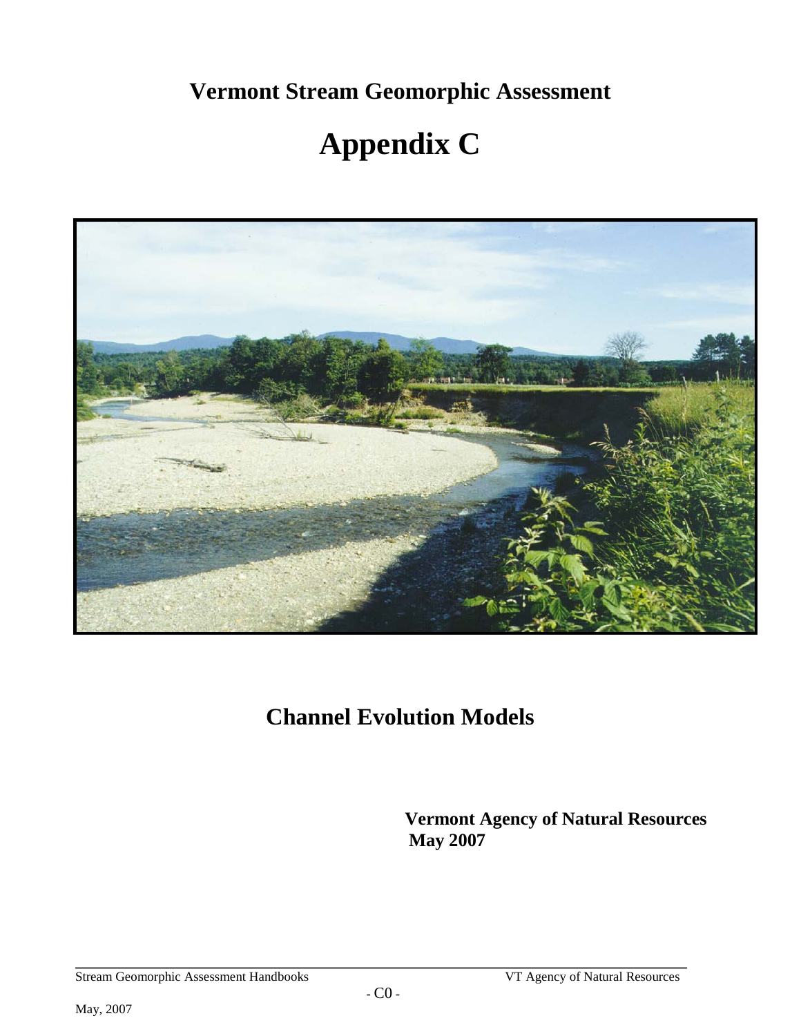# Vermont Stream Geomorphic Assessment

# Appendix C

## Channel Evolution Models

**Vermont Agency of Natural Resources**
**May 2007**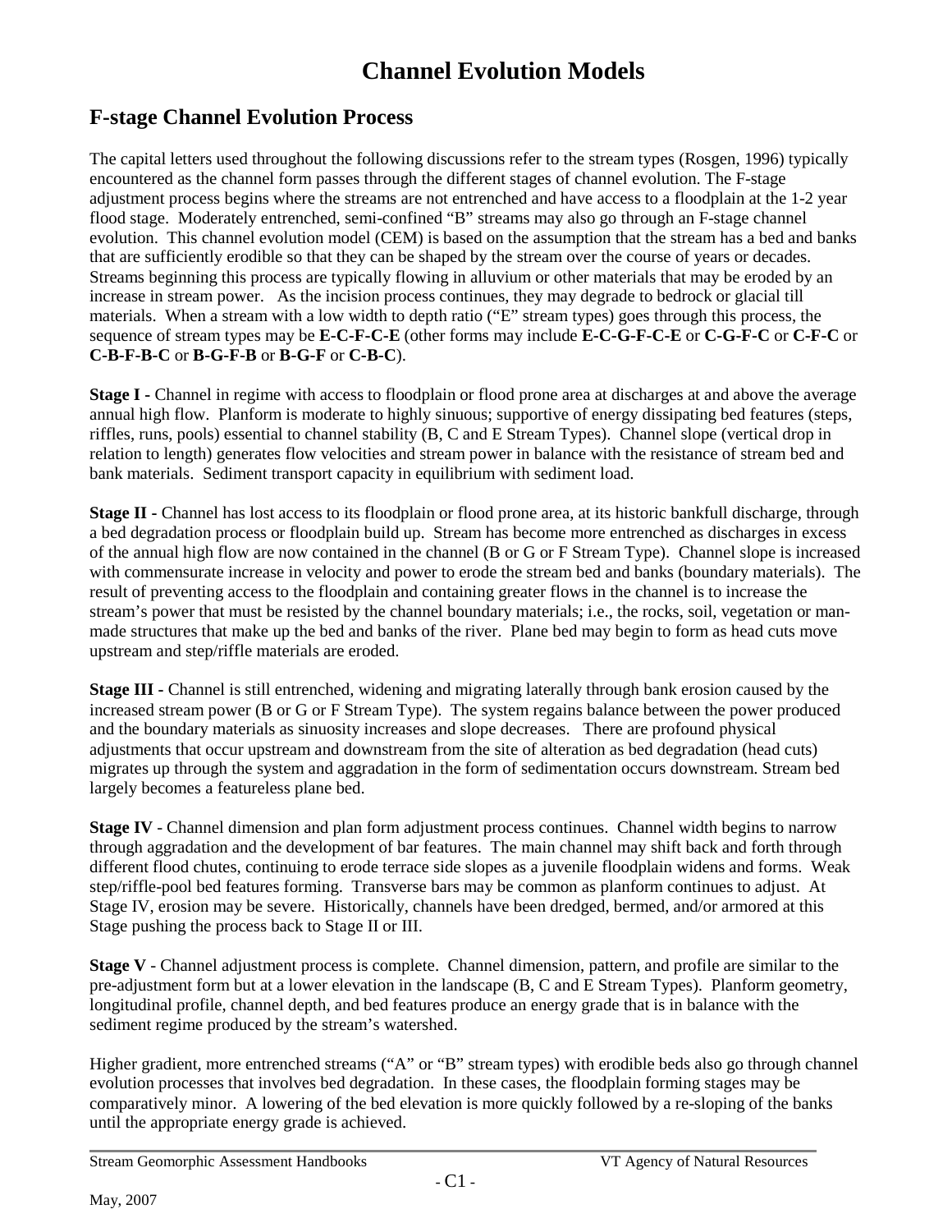# Channel Evolution Models

## F-stage Channel Evolution Process

The capital letters used throughout the following discussions refer to the stream types (Rosgen, 1996) typically encountered as the channel form passes through the different stages of channel evolution. The F-stage adjustment process begins where the streams are not entrenched and have access to a floodplain at the 1-2 year flood stage. Moderately entrenched, semi-confined "B" streams may also go through an F-stage channel evolution. This channel evolution model (CEM) is based on the assumption that the stream has a bed and banks that are sufficiently erodible so that they can be shaped by the stream over the course of years or decades. Streams beginning this process are typically flowing in alluvium or other materials that may be eroded by an increase in stream power. As the incision process continues, they may degrade to bedrock or glacial till materials. When a stream with a low width to depth ratio ("E" stream types) goes through this process, the sequence of stream types may be **E-C-F-C-E** (other forms may include **E-C-G-F-C-E** or **C-G-F-C** or **C-F-C** or **C-B-F-B-C** or **B-G-F-B** or **B-G-F** or **C-B-C**).

**Stage I** - Channel in regime with access to floodplain or flood prone area at discharges at and above the average annual high flow. Planform is moderate to highly sinuous; supportive of energy dissipating bed features (steps, riffles, runs, pools) essential to channel stability (B, C and E Stream Types). Channel slope (vertical drop in relation to length) generates flow velocities and stream power in balance with the resistance of stream bed and bank materials. Sediment transport capacity in equilibrium with sediment load.

**Stage II** - Channel has lost access to its floodplain or flood prone area, at its historic bankfull discharge, through a bed degradation process or floodplain build up. Stream has become more entrenched as discharges in excess of the annual high flow are now contained in the channel (B or G or F Stream Type). Channel slope is increased with commensurate increase in velocity and power to erode the stream bed and banks (boundary materials). The result of preventing access to the floodplain and containing greater flows in the channel is to increase the stream's power that must be resisted by the channel boundary materials; i.e., the rocks, soil, vegetation or man-made structures that make up the bed and banks of the river. Plane bed may begin to form as head cuts move upstream and step/riffle materials are eroded.

**Stage III** - Channel is still entrenched, widening and migrating laterally through bank erosion caused by the increased stream power (B or G or F Stream Type). The system regains balance between the power produced and the boundary materials as sinuosity increases and slope decreases. There are profound physical adjustments that occur upstream and downstream from the site of alteration as bed degradation (head cuts) migrates up through the system and aggradation in the form of sedimentation occurs downstream. Stream bed largely becomes a featureless plane bed.

**Stage IV** - Channel dimension and plan form adjustment process continues. Channel width begins to narrow through aggradation and the development of bar features. The main channel may shift back and forth through different flood chutes, continuing to erode terrace side slopes as a juvenile floodplain widens and forms. Weak step/riffle-pool bed features forming. Transverse bars may be common as planform continues to adjust. At Stage IV, erosion may be severe. Historically, channels have been dredged, bermed, and/or armored at this Stage pushing the process back to Stage II or III.

**Stage V** - Channel adjustment process is complete. Channel dimension, pattern, and profile are similar to the pre-adjustment form but at a lower elevation in the landscape (B, C and E Stream Types). Planform geometry, longitudinal profile, channel depth, and bed features produce an energy grade that is in balance with the sediment regime produced by the stream's watershed.

Higher gradient, more entrenched streams ("A" or "B" stream types) with erodible beds also go through channel evolution processes that involves bed degradation. In these cases, the floodplain forming stages may be comparatively minor. A lowering of the bed elevation is more quickly followed by a re-sloping of the banks until the appropriate energy grade is achieved.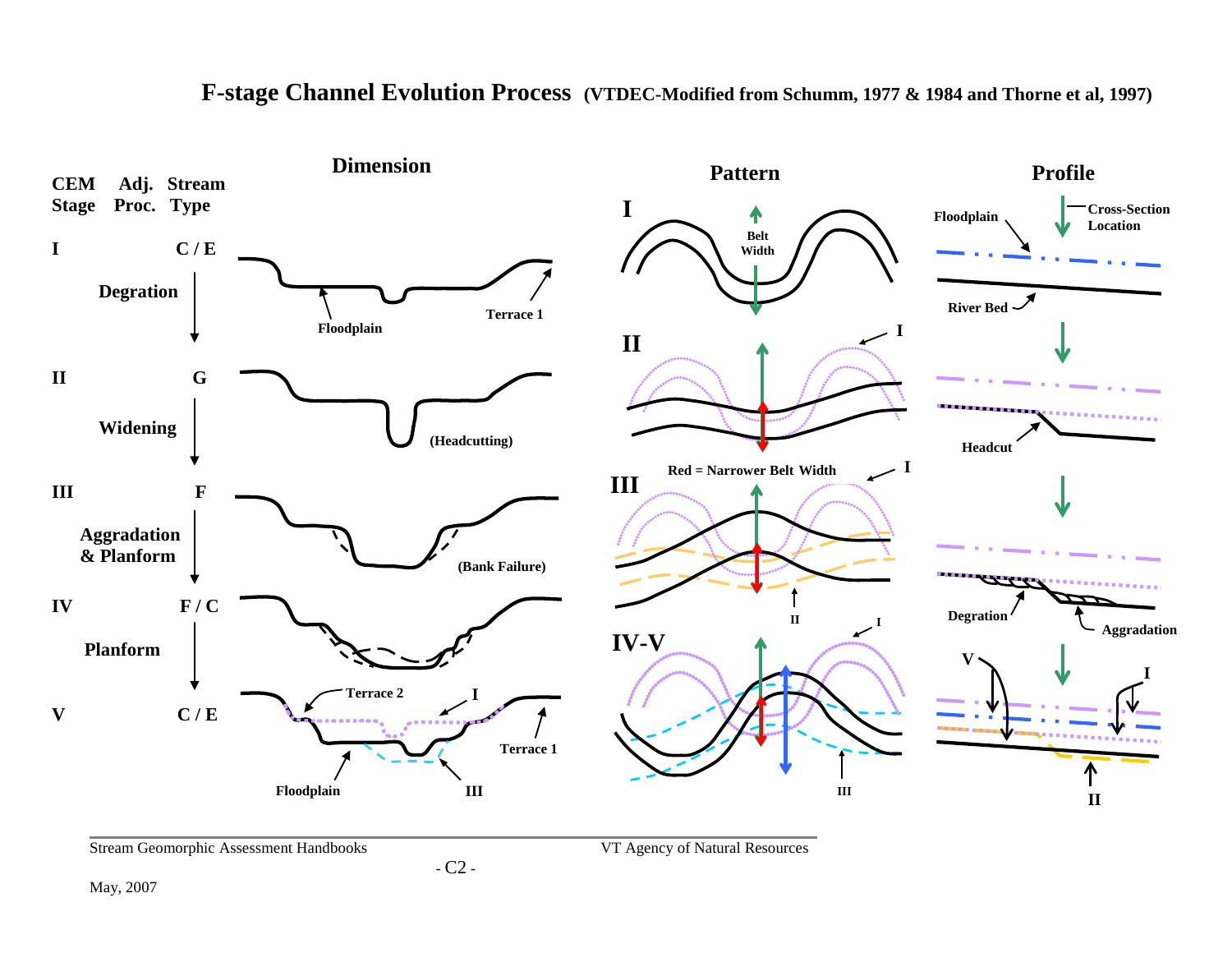# F-stage Channel Evolution Process (VTDEC-Modified from Schumm, 1977 & 1984 and Thorne et al, 1997)

| CEM Stage | Adj. Proc. | Stream Type |
|---|---|---|
| I | | C / E |
| | Degration | |
| II | | G |
| | Widening | |
| III | | F |
| | Aggradation & Planform | |
| IV | | F / C |
| | Planform | |
| V | | C / E |

## Dimension

I: Floodplain; Terrace 1

II: (Headcutting)

III: (Bank Failure)

V: Terrace 2; I; Terrace 1; Floodplain; III

## Pattern

I: Belt Width

II: I

III: Red = Narrower Belt Width; I; II

IV-V: I; III

## Profile

Floodplain; Cross-Section Location; River Bed

Headcut

Degration; Aggradation

V; I; II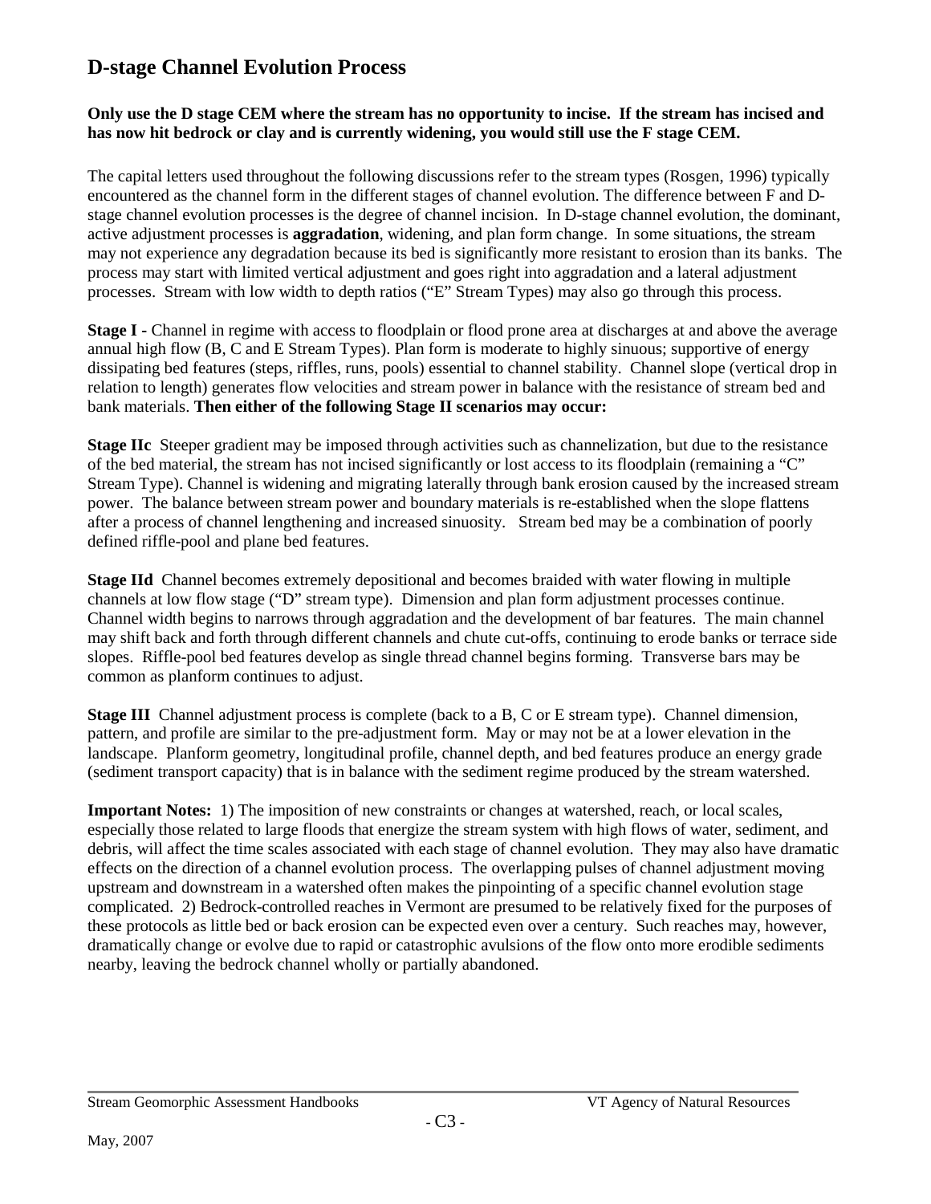## D-stage Channel Evolution Process

**Only use the D stage CEM where the stream has no opportunity to incise. If the stream has incised and has now hit bedrock or clay and is currently widening, you would still use the F stage CEM.**

The capital letters used throughout the following discussions refer to the stream types (Rosgen, 1996) typically encountered as the channel form in the different stages of channel evolution. The difference between F and D-stage channel evolution processes is the degree of channel incision. In D-stage channel evolution, the dominant, active adjustment processes is **aggradation**, widening, and plan form change. In some situations, the stream may not experience any degradation because its bed is significantly more resistant to erosion than its banks. The process may start with limited vertical adjustment and goes right into aggradation and a lateral adjustment processes. Stream with low width to depth ratios ("E" Stream Types) may also go through this process.

**Stage I** - Channel in regime with access to floodplain or flood prone area at discharges at and above the average annual high flow (B, C and E Stream Types). Plan form is moderate to highly sinuous; supportive of energy dissipating bed features (steps, riffles, runs, pools) essential to channel stability. Channel slope (vertical drop in relation to length) generates flow velocities and stream power in balance with the resistance of stream bed and bank materials. **Then either of the following Stage II scenarios may occur:**

**Stage IIc** Steeper gradient may be imposed through activities such as channelization, but due to the resistance of the bed material, the stream has not incised significantly or lost access to its floodplain (remaining a "C" Stream Type). Channel is widening and migrating laterally through bank erosion caused by the increased stream power. The balance between stream power and boundary materials is re-established when the slope flattens after a process of channel lengthening and increased sinuosity. Stream bed may be a combination of poorly defined riffle-pool and plane bed features.

**Stage IId** Channel becomes extremely depositional and becomes braided with water flowing in multiple channels at low flow stage ("D" stream type). Dimension and plan form adjustment processes continue. Channel width begins to narrows through aggradation and the development of bar features. The main channel may shift back and forth through different channels and chute cut-offs, continuing to erode banks or terrace side slopes. Riffle-pool bed features develop as single thread channel begins forming. Transverse bars may be common as planform continues to adjust.

**Stage III** Channel adjustment process is complete (back to a B, C or E stream type). Channel dimension, pattern, and profile are similar to the pre-adjustment form. May or may not be at a lower elevation in the landscape. Planform geometry, longitudinal profile, channel depth, and bed features produce an energy grade (sediment transport capacity) that is in balance with the sediment regime produced by the stream watershed.

**Important Notes:** 1) The imposition of new constraints or changes at watershed, reach, or local scales, especially those related to large floods that energize the stream system with high flows of water, sediment, and debris, will affect the time scales associated with each stage of channel evolution. They may also have dramatic effects on the direction of a channel evolution process. The overlapping pulses of channel adjustment moving upstream and downstream in a watershed often makes the pinpointing of a specific channel evolution stage complicated. 2) Bedrock-controlled reaches in Vermont are presumed to be relatively fixed for the purposes of these protocols as little bed or back erosion can be expected even over a century. Such reaches may, however, dramatically change or evolve due to rapid or catastrophic avulsions of the flow onto more erodible sediments nearby, leaving the bedrock channel wholly or partially abandoned.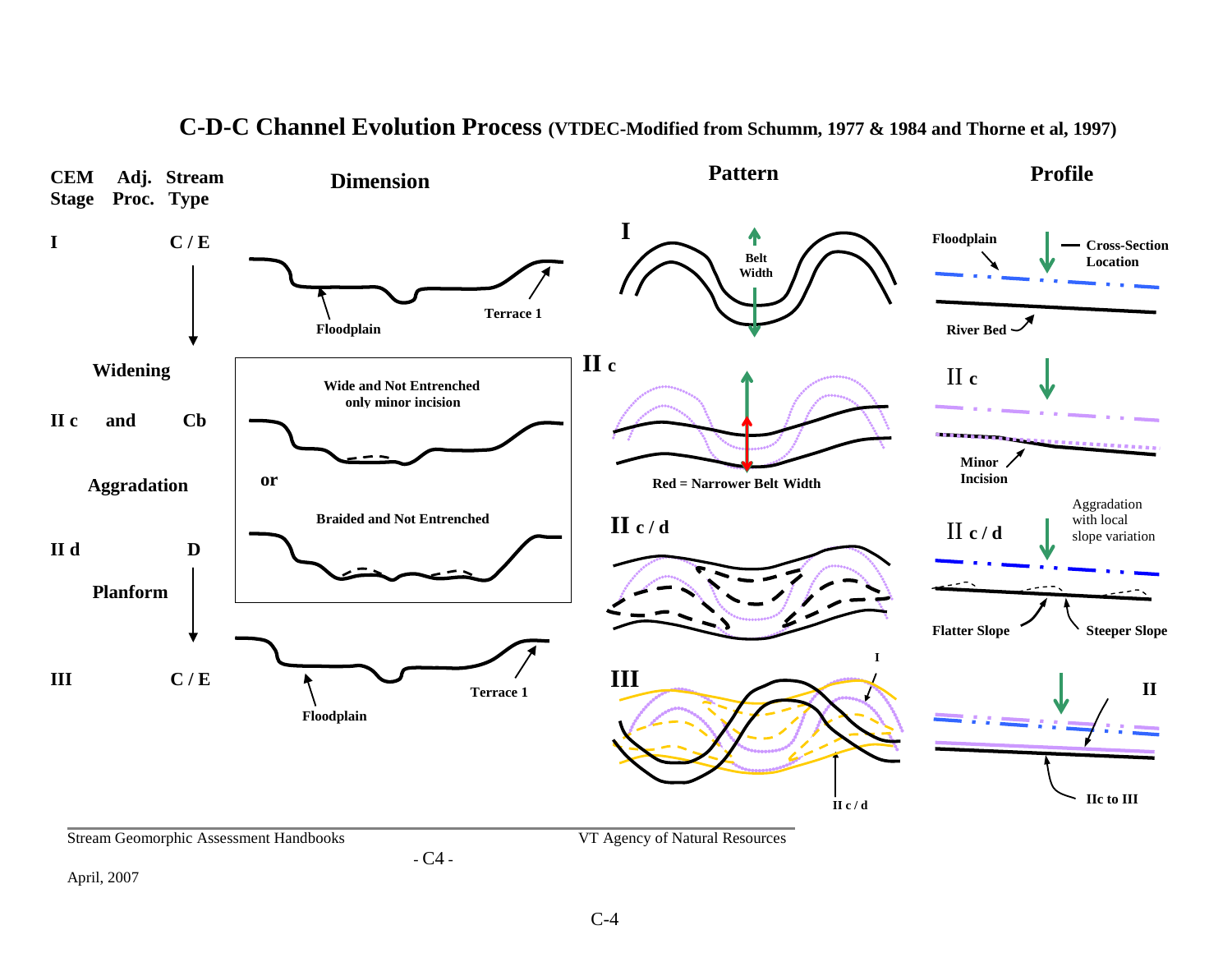# C-D-C Channel Evolution Process (VTDEC-Modified from Schumm, 1977 & 1984 and Thorne et al, 1997)

CEM Stage

Adj. Proc.

Stream Type

Dimension

Pattern

Profile

I

C / E

Floodplain

Terrace 1

Belt Width

Floodplain

Cross-Section Location

River Bed

Widening

II c

and

Cb

Aggradation

Wide and Not Entrenched only minor incision

or

Braided and Not Entrenched

II c

Red = Narrower Belt Width

II c

Minor Incision

II d

D

Planform

II c / d

II c / d

Aggradation with local slope variation

Flatter Slope

Steeper Slope

III

C / E

Floodplain

Terrace 1

III

I

II c / d

II

IIc to III

Stream Geomorphic Assessment Handbooks

VT Agency of Natural Resources

April, 2007